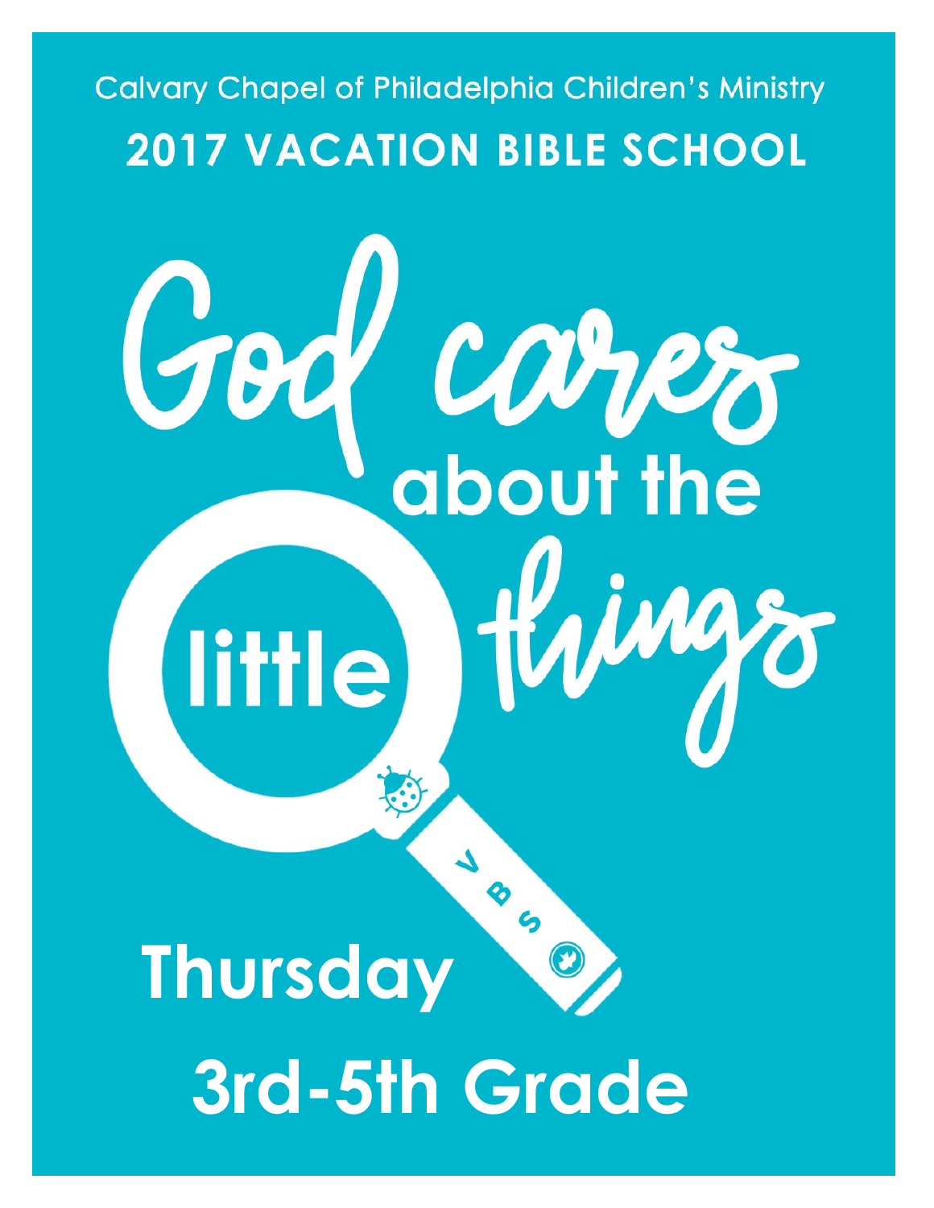Calvary Chapel of Philadelphia Children's Ministry

# 2017 VACATION BIBLE SCHOOL

# God cares about the little things

VBS

## Thursday

## 3rd-5th Grade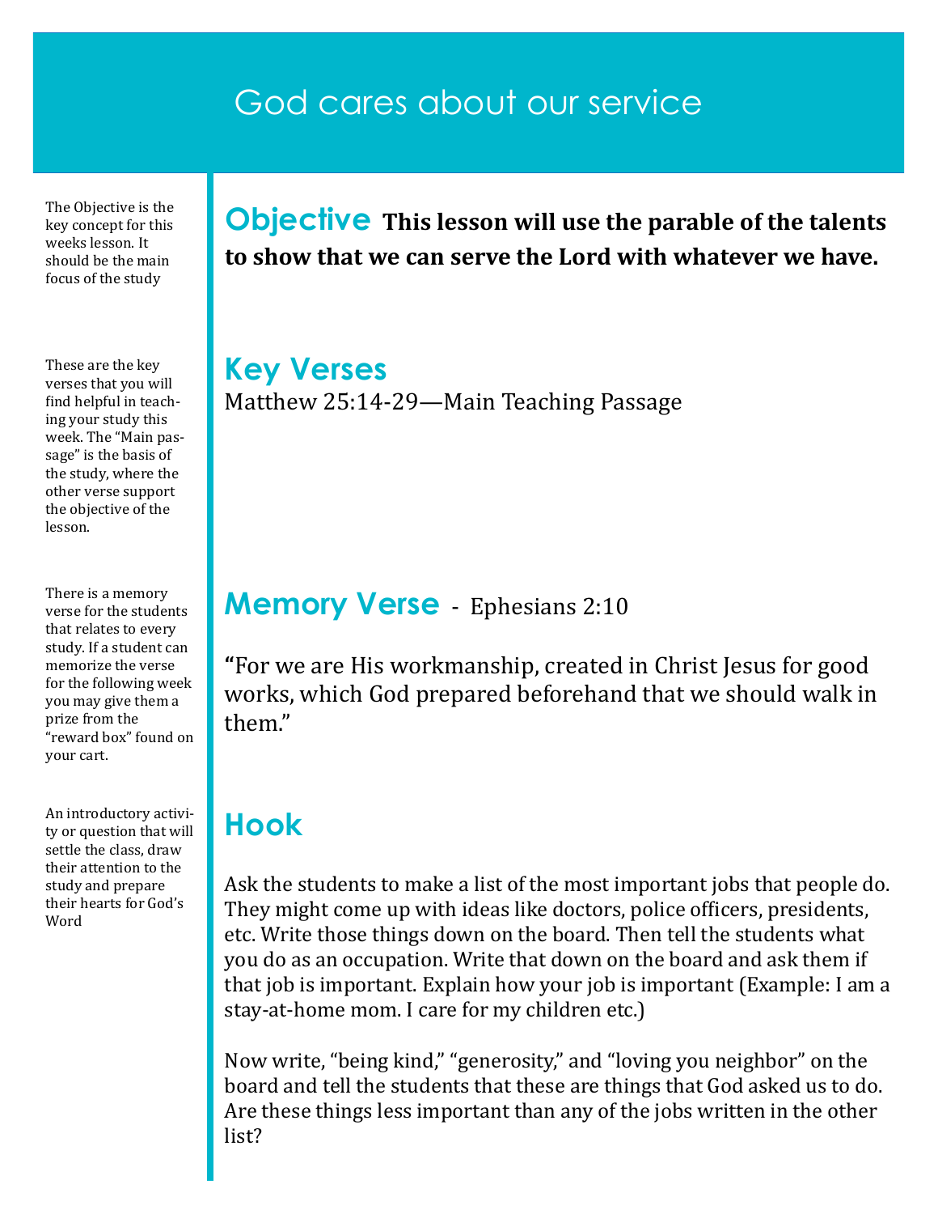# God cares about our service

The Objective is the key concept for this weeks lesson. It should be the main focus of the study

## Objective

**This lesson will use the parable of the talents to show that we can serve the Lord with whatever we have.**

These are the key verses that you will find helpful in teaching your study this week. The "Main passage" is the basis of the study, where the other verse support the objective of the lesson.

## Key Verses

Matthew 25:14-29—Main Teaching Passage

There is a memory verse for the students that relates to every study. If a student can memorize the verse for the following week you may give them a prize from the "reward box" found on your cart.

## Memory Verse - Ephesians 2:10

**"**For we are His workmanship, created in Christ Jesus for good works, which God prepared beforehand that we should walk in them."

An introductory activity or question that will settle the class, draw their attention to the study and prepare their hearts for God's Word

## Hook

Ask the students to make a list of the most important jobs that people do. They might come up with ideas like doctors, police officers, presidents, etc. Write those things down on the board. Then tell the students what you do as an occupation. Write that down on the board and ask them if that job is important. Explain how your job is important (Example: I am a stay-at-home mom. I care for my children etc.)

Now write, "being kind," "generosity," and "loving you neighbor" on the board and tell the students that these are things that God asked us to do. Are these things less important than any of the jobs written in the other list?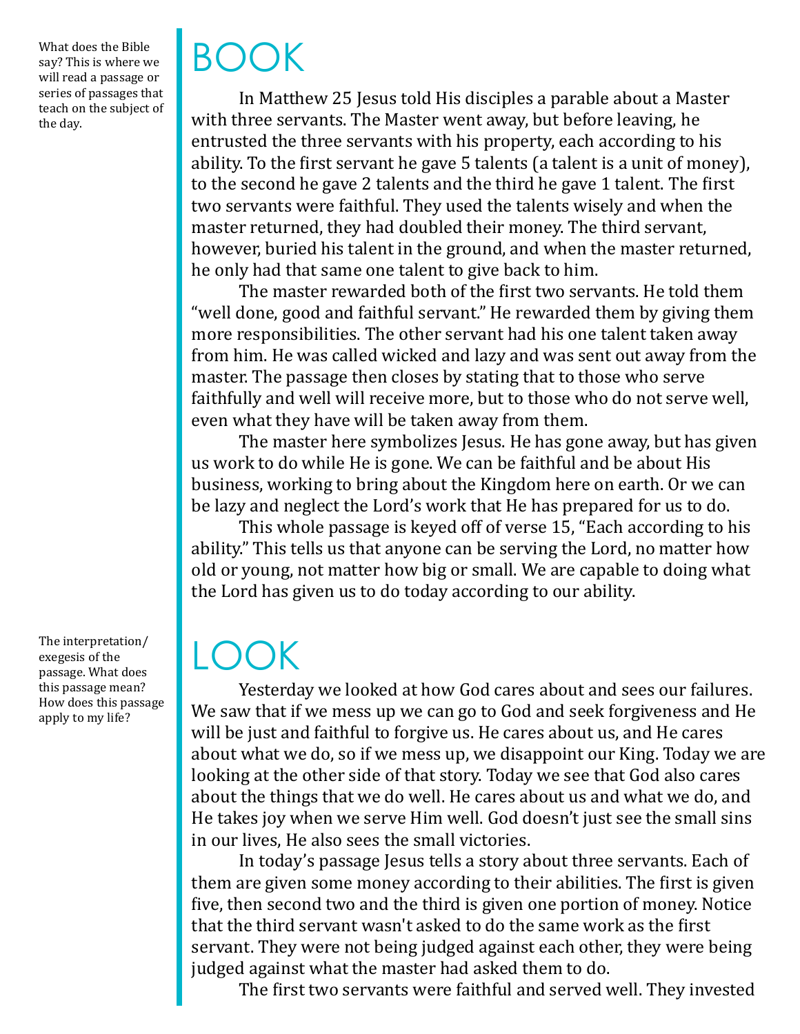# BOOK

What does the Bible say? This is where we will read a passage or series of passages that teach on the subject of the day.

In Matthew 25 Jesus told His disciples a parable about a Master with three servants. The Master went away, but before leaving, he entrusted the three servants with his property, each according to his ability. To the first servant he gave 5 talents (a talent is a unit of money), to the second he gave 2 talents and the third he gave 1 talent. The first two servants were faithful. They used the talents wisely and when the master returned, they had doubled their money. The third servant, however, buried his talent in the ground, and when the master returned, he only had that same one talent to give back to him.

The master rewarded both of the first two servants. He told them "well done, good and faithful servant." He rewarded them by giving them more responsibilities. The other servant had his one talent taken away from him. He was called wicked and lazy and was sent out away from the master. The passage then closes by stating that to those who serve faithfully and well will receive more, but to those who do not serve well, even what they have will be taken away from them.

The master here symbolizes Jesus. He has gone away, but has given us work to do while He is gone. We can be faithful and be about His business, working to bring about the Kingdom here on earth. Or we can be lazy and neglect the Lord's work that He has prepared for us to do.

This whole passage is keyed off of verse 15, "Each according to his ability." This tells us that anyone can be serving the Lord, no matter how old or young, not matter how big or small. We are capable to doing what the Lord has given us to do today according to our ability.

# LOOK

The interpretation/ exegesis of the passage. What does this passage mean? How does this passage apply to my life?

Yesterday we looked at how God cares about and sees our failures. We saw that if we mess up we can go to God and seek forgiveness and He will be just and faithful to forgive us. He cares about us, and He cares about what we do, so if we mess up, we disappoint our King. Today we are looking at the other side of that story. Today we see that God also cares about the things that we do well. He cares about us and what we do, and He takes joy when we serve Him well. God doesn't just see the small sins in our lives, He also sees the small victories.

In today's passage Jesus tells a story about three servants. Each of them are given some money according to their abilities. The first is given five, then second two and the third is given one portion of money. Notice that the third servant wasn't asked to do the same work as the first servant. They were not being judged against each other, they were being judged against what the master had asked them to do.

The first two servants were faithful and served well. They invested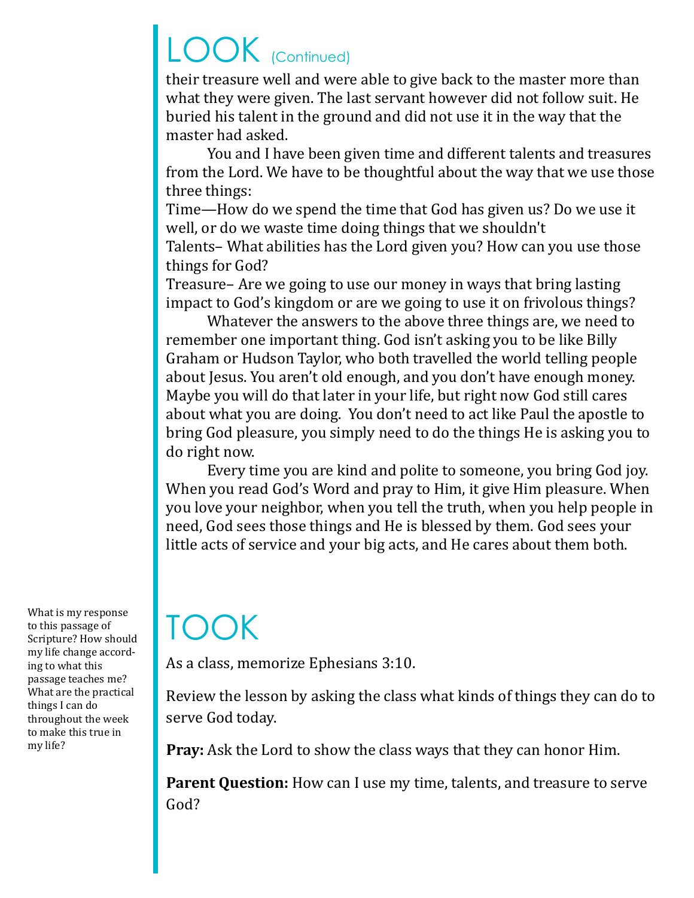# LOOK (Continued)

their treasure well and were able to give back to the master more than what they were given. The last servant however did not follow suit. He buried his talent in the ground and did not use it in the way that the master had asked.

You and I have been given time and different talents and treasures from the Lord. We have to be thoughtful about the way that we use those three things:

Time—How do we spend the time that God has given us? Do we use it well, or do we waste time doing things that we shouldn't

Talents– What abilities has the Lord given you? How can you use those things for God?

Treasure– Are we going to use our money in ways that bring lasting impact to God's kingdom or are we going to use it on frivolous things?

Whatever the answers to the above three things are, we need to remember one important thing. God isn't asking you to be like Billy Graham or Hudson Taylor, who both travelled the world telling people about Jesus. You aren't old enough, and you don't have enough money. Maybe you will do that later in your life, but right now God still cares about what you are doing. You don't need to act like Paul the apostle to bring God pleasure, you simply need to do the things He is asking you to do right now.

Every time you are kind and polite to someone, you bring God joy. When you read God's Word and pray to Him, it give Him pleasure. When you love your neighbor, when you tell the truth, when you help people in need, God sees those things and He is blessed by them. God sees your little acts of service and your big acts, and He cares about them both.

# TOOK

What is my response to this passage of Scripture? How should my life change according to what this passage teaches me? What are the practical things I can do throughout the week to make this true in my life?

As a class, memorize Ephesians 3:10.

Review the lesson by asking the class what kinds of things they can do to serve God today.

**Pray:** Ask the Lord to show the class ways that they can honor Him.

**Parent Question:** How can I use my time, talents, and treasure to serve God?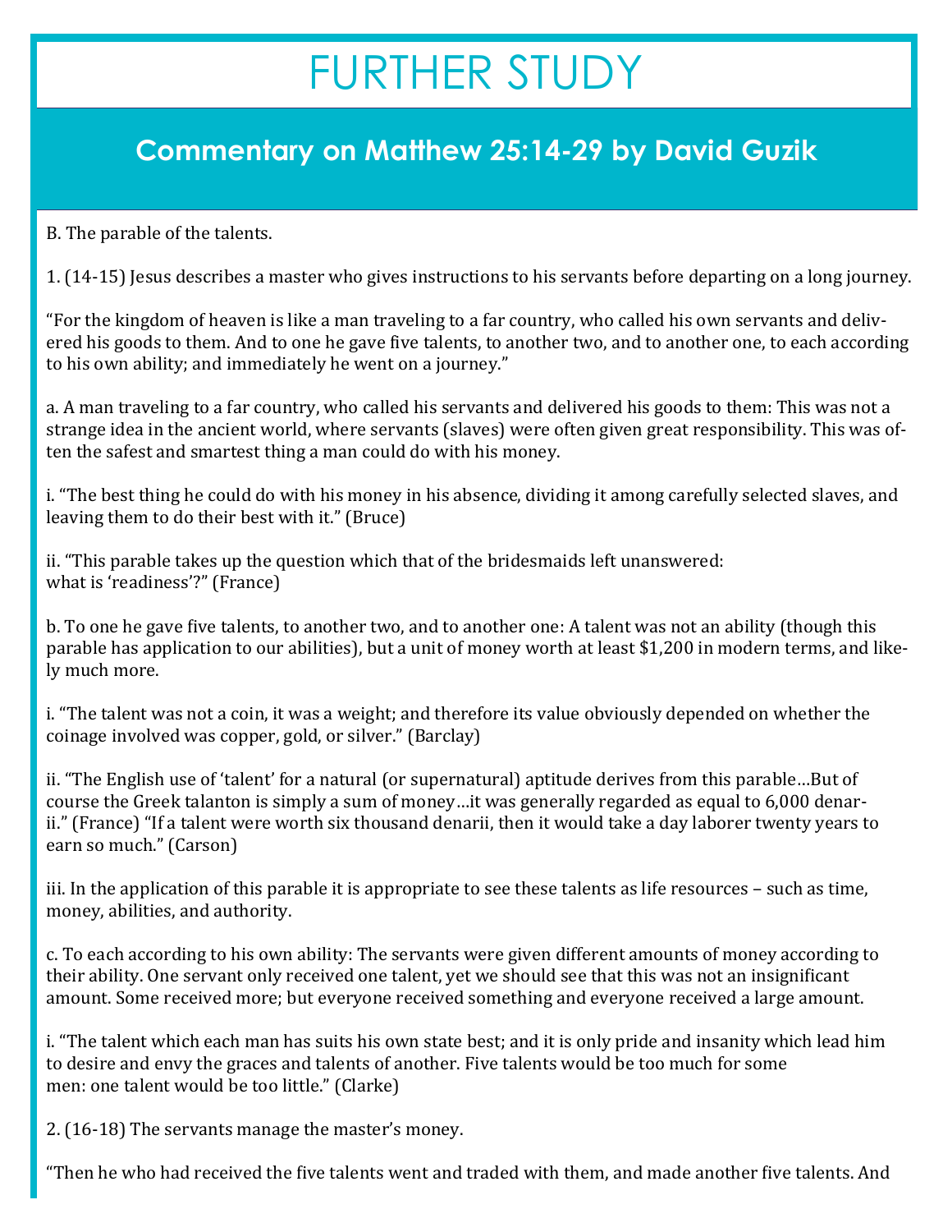# FURTHER STUDY

## Commentary on Matthew 25:14-29 by David Guzik

B. The parable of the talents.

1. (14-15) Jesus describes a master who gives instructions to his servants before departing on a long journey.

"For the kingdom of heaven is like a man traveling to a far country, who called his own servants and delivered his goods to them. And to one he gave five talents, to another two, and to another one, to each according to his own ability; and immediately he went on a journey."

a. A man traveling to a far country, who called his servants and delivered his goods to them: This was not a strange idea in the ancient world, where servants (slaves) were often given great responsibility. This was often the safest and smartest thing a man could do with his money.

i. "The best thing he could do with his money in his absence, dividing it among carefully selected slaves, and leaving them to do their best with it." (Bruce)

ii. "This parable takes up the question which that of the bridesmaids left unanswered: what is 'readiness'?" (France)

b. To one he gave five talents, to another two, and to another one: A talent was not an ability (though this parable has application to our abilities), but a unit of money worth at least $1,200 in modern terms, and likely much more.

i. "The talent was not a coin, it was a weight; and therefore its value obviously depended on whether the coinage involved was copper, gold, or silver." (Barclay)

ii. "The English use of 'talent' for a natural (or supernatural) aptitude derives from this parable…But of course the Greek talanton is simply a sum of money…it was generally regarded as equal to 6,000 denarii." (France) "If a talent were worth six thousand denarii, then it would take a day laborer twenty years to earn so much." (Carson)

iii. In the application of this parable it is appropriate to see these talents as life resources – such as time, money, abilities, and authority.

c. To each according to his own ability: The servants were given different amounts of money according to their ability. One servant only received one talent, yet we should see that this was not an insignificant amount. Some received more; but everyone received something and everyone received a large amount.

i. "The talent which each man has suits his own state best; and it is only pride and insanity which lead him to desire and envy the graces and talents of another. Five talents would be too much for some men: one talent would be too little." (Clarke)

2. (16-18) The servants manage the master's money.

"Then he who had received the five talents went and traded with them, and made another five talents. And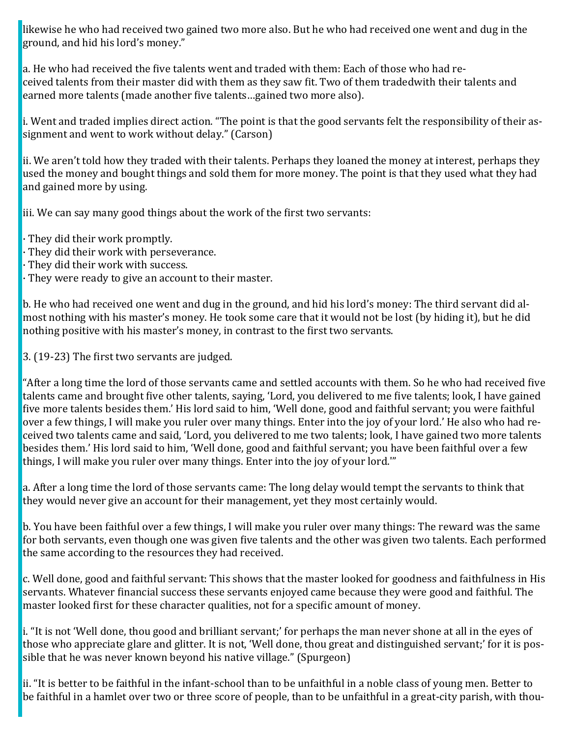likewise he who had received two gained two more also. But he who had received one went and dug in the ground, and hid his lord's money."

a. He who had received the five talents went and traded with them: Each of those who had received talents from their master did with them as they saw fit. Two of them tradedwith their talents and earned more talents (made another five talents…gained two more also).

i. Went and traded implies direct action. "The point is that the good servants felt the responsibility of their assignment and went to work without delay." (Carson)

ii. We aren't told how they traded with their talents. Perhaps they loaned the money at interest, perhaps they used the money and bought things and sold them for more money. The point is that they used what they had and gained more by using.

iii. We can say many good things about the work of the first two servants:

- They did their work promptly.
- They did their work with perseverance.
- They did their work with success.
- They were ready to give an account to their master.

b. He who had received one went and dug in the ground, and hid his lord's money: The third servant did almost nothing with his master's money. He took some care that it would not be lost (by hiding it), but he did nothing positive with his master's money, in contrast to the first two servants.

3. (19-23) The first two servants are judged.

"After a long time the lord of those servants came and settled accounts with them. So he who had received five talents came and brought five other talents, saying, 'Lord, you delivered to me five talents; look, I have gained five more talents besides them.' His lord said to him, 'Well done, good and faithful servant; you were faithful over a few things, I will make you ruler over many things. Enter into the joy of your lord.' He also who had received two talents came and said, 'Lord, you delivered to me two talents; look, I have gained two more talents besides them.' His lord said to him, 'Well done, good and faithful servant; you have been faithful over a few things, I will make you ruler over many things. Enter into the joy of your lord.'"

a. After a long time the lord of those servants came: The long delay would tempt the servants to think that they would never give an account for their management, yet they most certainly would.

b. You have been faithful over a few things, I will make you ruler over many things: The reward was the same for both servants, even though one was given five talents and the other was given two talents. Each performed the same according to the resources they had received.

c. Well done, good and faithful servant: This shows that the master looked for goodness and faithfulness in His servants. Whatever financial success these servants enjoyed came because they were good and faithful. The master looked first for these character qualities, not for a specific amount of money.

i. "It is not 'Well done, thou good and brilliant servant;' for perhaps the man never shone at all in the eyes of those who appreciate glare and glitter. It is not, 'Well done, thou great and distinguished servant;' for it is possible that he was never known beyond his native village." (Spurgeon)

ii. "It is better to be faithful in the infant-school than to be unfaithful in a noble class of young men. Better to be faithful in a hamlet over two or three score of people, than to be unfaithful in a great-city parish, with thou-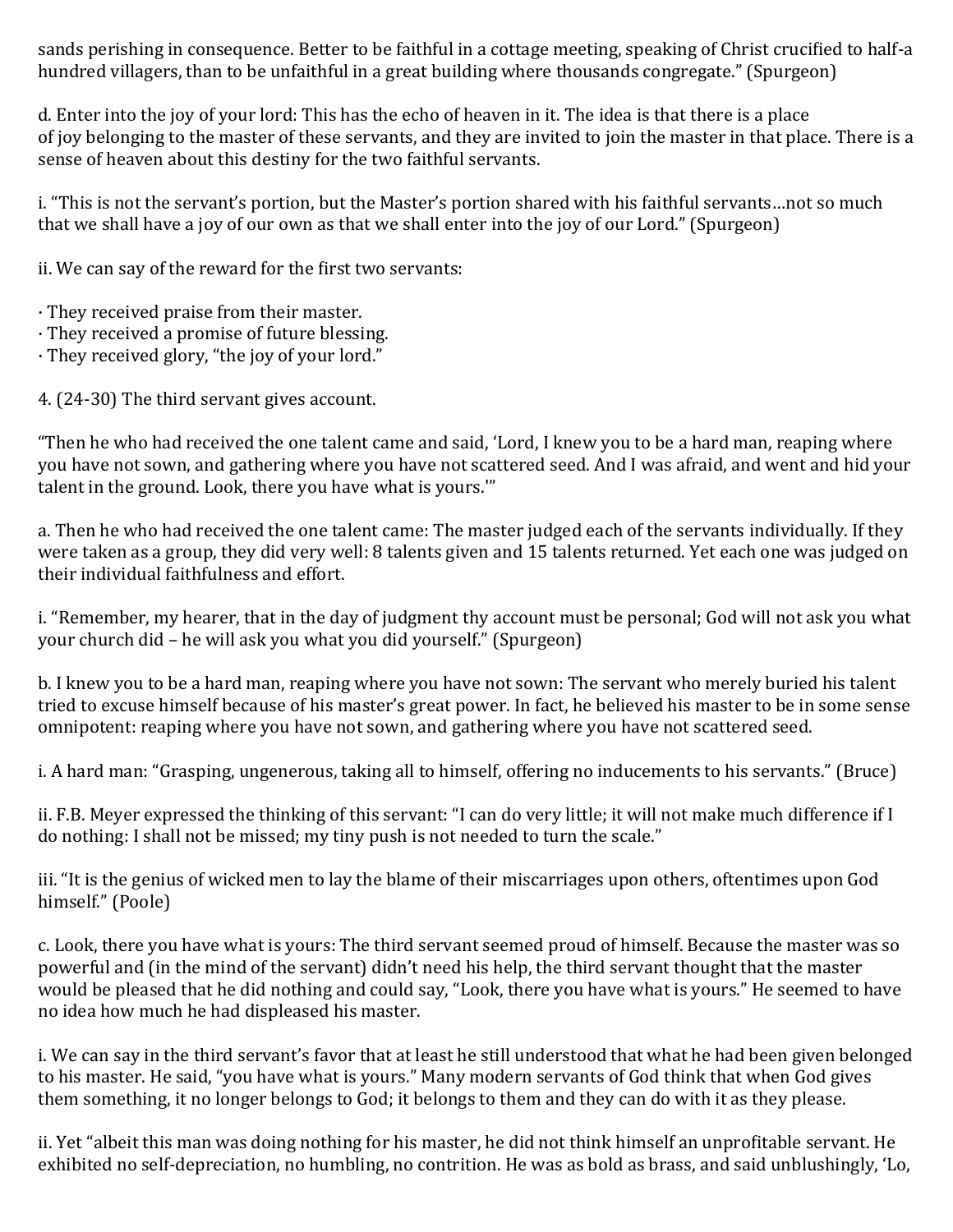sands perishing in consequence. Better to be faithful in a cottage meeting, speaking of Christ crucified to half-a hundred villagers, than to be unfaithful in a great building where thousands congregate." (Spurgeon)

d. Enter into the joy of your lord: This has the echo of heaven in it. The idea is that there is a place of joy belonging to the master of these servants, and they are invited to join the master in that place. There is a sense of heaven about this destiny for the two faithful servants.

i. "This is not the servant's portion, but the Master's portion shared with his faithful servants…not so much that we shall have a joy of our own as that we shall enter into the joy of our Lord." (Spurgeon)

ii. We can say of the reward for the first two servants:

· They received praise from their master.
· They received a promise of future blessing.
· They received glory, "the joy of your lord."

4. (24-30) The third servant gives account.

"Then he who had received the one talent came and said, 'Lord, I knew you to be a hard man, reaping where you have not sown, and gathering where you have not scattered seed. And I was afraid, and went and hid your talent in the ground. Look, there you have what is yours.'"

a. Then he who had received the one talent came: The master judged each of the servants individually. If they were taken as a group, they did very well: 8 talents given and 15 talents returned. Yet each one was judged on their individual faithfulness and effort.

i. "Remember, my hearer, that in the day of judgment thy account must be personal; God will not ask you what your church did – he will ask you what you did yourself." (Spurgeon)

b. I knew you to be a hard man, reaping where you have not sown: The servant who merely buried his talent tried to excuse himself because of his master's great power. In fact, he believed his master to be in some sense omnipotent: reaping where you have not sown, and gathering where you have not scattered seed.

i. A hard man: "Grasping, ungenerous, taking all to himself, offering no inducements to his servants." (Bruce)

ii. F.B. Meyer expressed the thinking of this servant: "I can do very little; it will not make much difference if I do nothing: I shall not be missed; my tiny push is not needed to turn the scale."

iii. "It is the genius of wicked men to lay the blame of their miscarriages upon others, oftentimes upon God himself." (Poole)

c. Look, there you have what is yours: The third servant seemed proud of himself. Because the master was so powerful and (in the mind of the servant) didn't need his help, the third servant thought that the master would be pleased that he did nothing and could say, "Look, there you have what is yours." He seemed to have no idea how much he had displeased his master.

i. We can say in the third servant's favor that at least he still understood that what he had been given belonged to his master. He said, "you have what is yours." Many modern servants of God think that when God gives them something, it no longer belongs to God; it belongs to them and they can do with it as they please.

ii. Yet "albeit this man was doing nothing for his master, he did not think himself an unprofitable servant. He exhibited no self-depreciation, no humbling, no contrition. He was as bold as brass, and said unblushingly, 'Lo,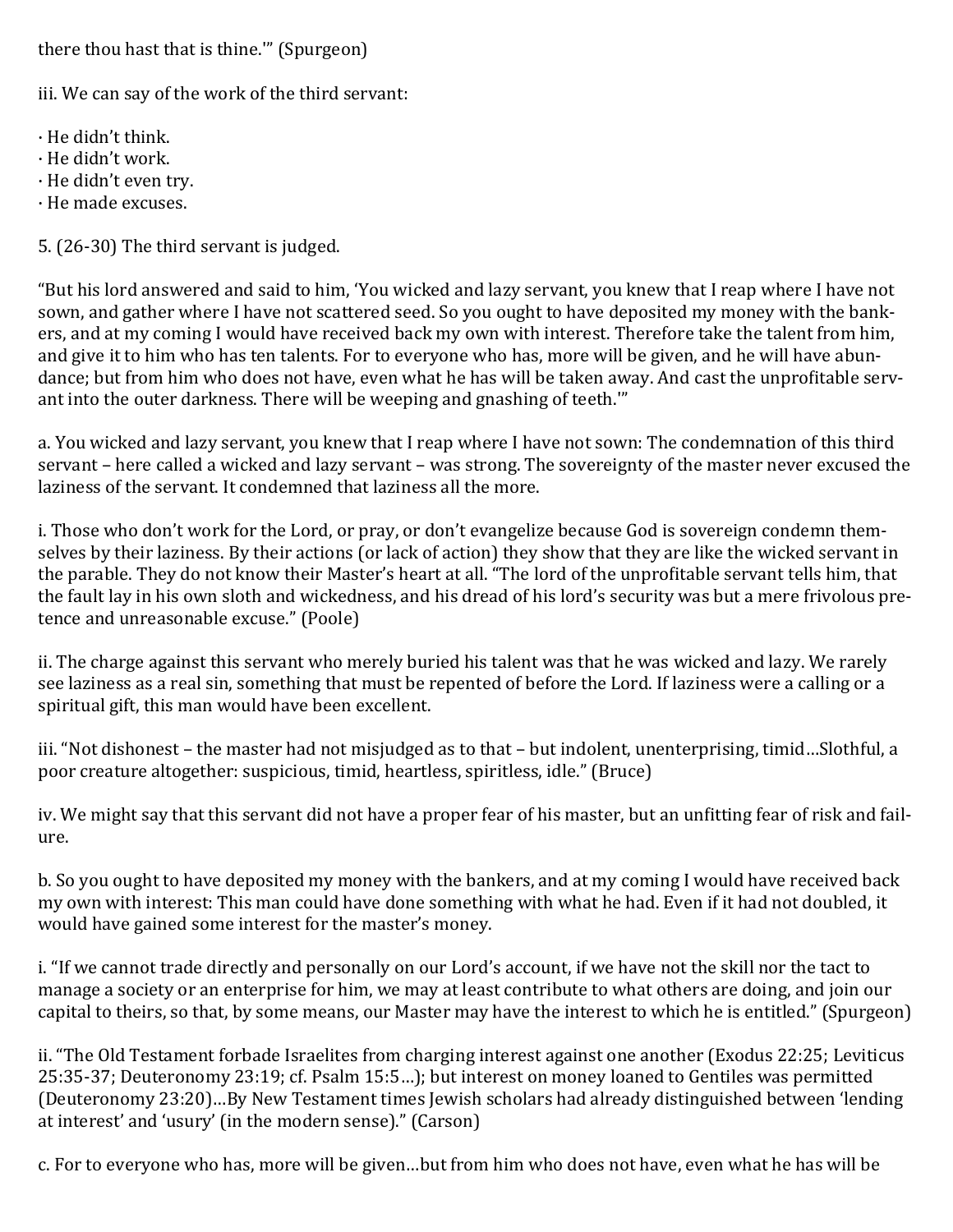there thou hast that is thine.'" (Spurgeon)

iii. We can say of the work of the third servant:

· He didn't think.
· He didn't work.
· He didn't even try.
· He made excuses.

5. (26-30) The third servant is judged.

"But his lord answered and said to him, 'You wicked and lazy servant, you knew that I reap where I have not sown, and gather where I have not scattered seed. So you ought to have deposited my money with the bankers, and at my coming I would have received back my own with interest. Therefore take the talent from him, and give it to him who has ten talents. For to everyone who has, more will be given, and he will have abundance; but from him who does not have, even what he has will be taken away. And cast the unprofitable servant into the outer darkness. There will be weeping and gnashing of teeth.'"

a. You wicked and lazy servant, you knew that I reap where I have not sown: The condemnation of this third servant – here called a wicked and lazy servant – was strong. The sovereignty of the master never excused the laziness of the servant. It condemned that laziness all the more.

i. Those who don't work for the Lord, or pray, or don't evangelize because God is sovereign condemn themselves by their laziness. By their actions (or lack of action) they show that they are like the wicked servant in the parable. They do not know their Master's heart at all. "The lord of the unprofitable servant tells him, that the fault lay in his own sloth and wickedness, and his dread of his lord's security was but a mere frivolous pretence and unreasonable excuse." (Poole)

ii. The charge against this servant who merely buried his talent was that he was wicked and lazy. We rarely see laziness as a real sin, something that must be repented of before the Lord. If laziness were a calling or a spiritual gift, this man would have been excellent.

iii. "Not dishonest – the master had not misjudged as to that – but indolent, unenterprising, timid…Slothful, a poor creature altogether: suspicious, timid, heartless, spiritless, idle." (Bruce)

iv. We might say that this servant did not have a proper fear of his master, but an unfitting fear of risk and failure.

b. So you ought to have deposited my money with the bankers, and at my coming I would have received back my own with interest: This man could have done something with what he had. Even if it had not doubled, it would have gained some interest for the master's money.

i. "If we cannot trade directly and personally on our Lord's account, if we have not the skill nor the tact to manage a society or an enterprise for him, we may at least contribute to what others are doing, and join our capital to theirs, so that, by some means, our Master may have the interest to which he is entitled." (Spurgeon)

ii. "The Old Testament forbade Israelites from charging interest against one another (Exodus 22:25; Leviticus 25:35-37; Deuteronomy 23:19; cf. Psalm 15:5…); but interest on money loaned to Gentiles was permitted (Deuteronomy 23:20)…By New Testament times Jewish scholars had already distinguished between 'lending at interest' and 'usury' (in the modern sense)." (Carson)

c. For to everyone who has, more will be given…but from him who does not have, even what he has will be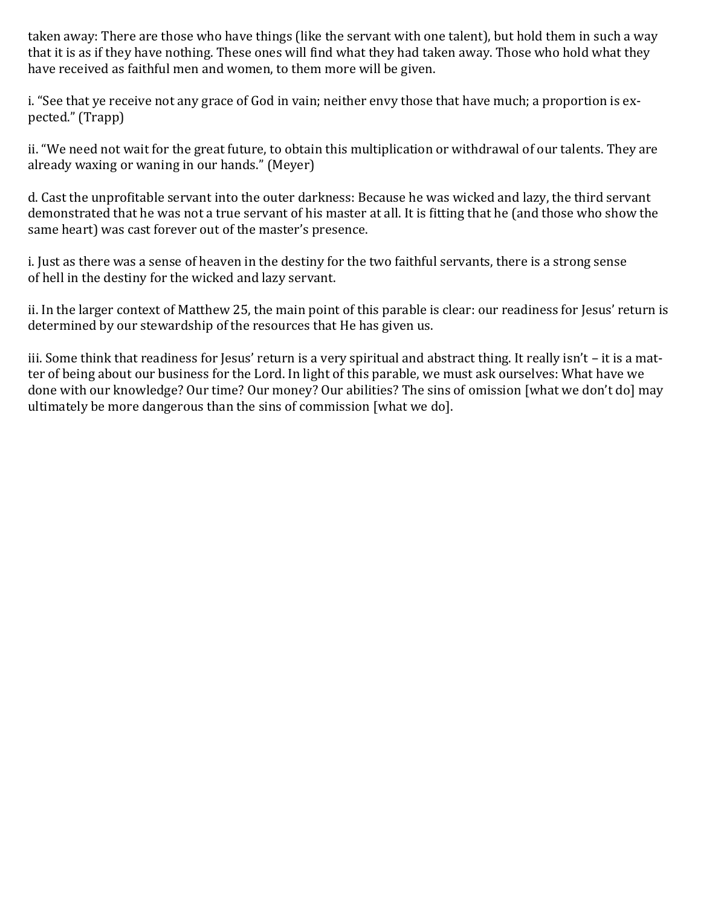taken away: There are those who have things (like the servant with one talent), but hold them in such a way that it is as if they have nothing. These ones will find what they had taken away. Those who hold what they have received as faithful men and women, to them more will be given.

i. "See that ye receive not any grace of God in vain; neither envy those that have much; a proportion is expected." (Trapp)

ii. "We need not wait for the great future, to obtain this multiplication or withdrawal of our talents. They are already waxing or waning in our hands." (Meyer)

d. Cast the unprofitable servant into the outer darkness: Because he was wicked and lazy, the third servant demonstrated that he was not a true servant of his master at all. It is fitting that he (and those who show the same heart) was cast forever out of the master's presence.

i. Just as there was a sense of heaven in the destiny for the two faithful servants, there is a strong sense of hell in the destiny for the wicked and lazy servant.

ii. In the larger context of Matthew 25, the main point of this parable is clear: our readiness for Jesus' return is determined by our stewardship of the resources that He has given us.

iii. Some think that readiness for Jesus' return is a very spiritual and abstract thing. It really isn't – it is a matter of being about our business for the Lord. In light of this parable, we must ask ourselves: What have we done with our knowledge? Our time? Our money? Our abilities? The sins of omission [what we don't do] may ultimately be more dangerous than the sins of commission [what we do].